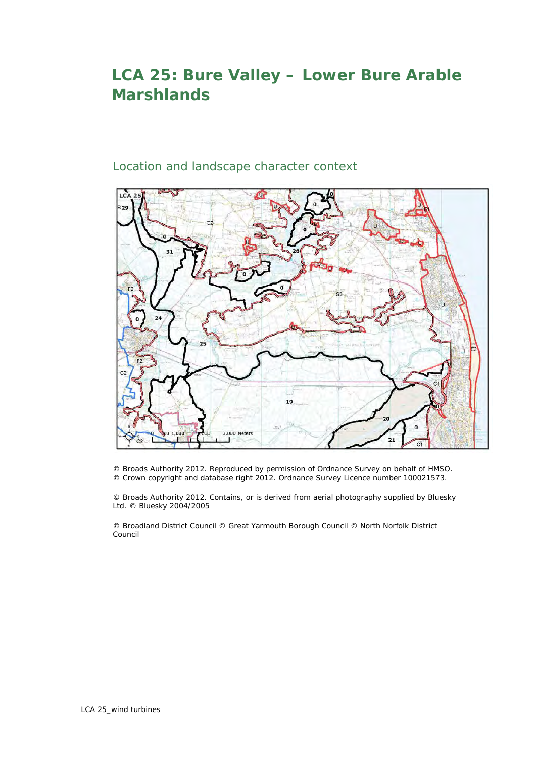# LCA 25: Bure Valley – Lower Bure Arable Marshlands

## Location and landscape character context

© Broads Authority 2012. Reproduced by permission of Ordnance Survey on behalf of HMSO.
© Crown copyright and database right 2012. Ordnance Survey Licence number 100021573.

© Broads Authority 2012. Contains, or is derived from aerial photography supplied by Bluesky Ltd. © Bluesky 2004/2005

© Broadland District Council © Great Yarmouth Borough Council © North Norfolk District Council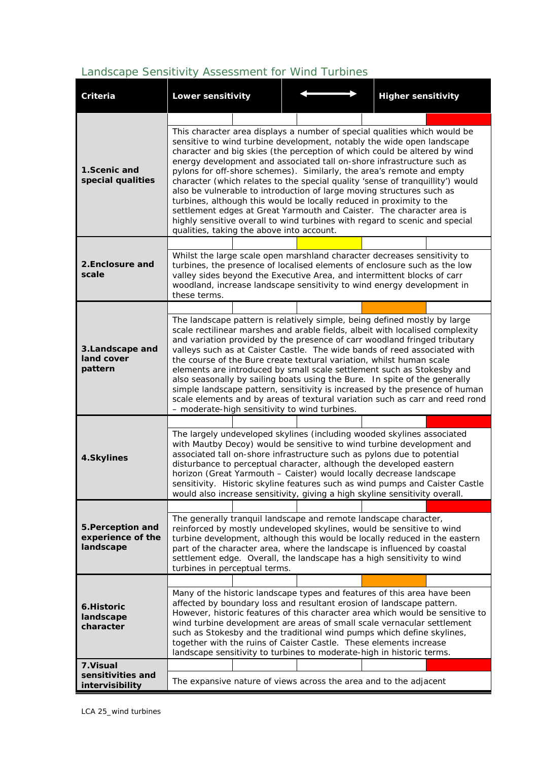## Landscape Sensitivity Assessment for Wind Turbines

| Criteria | Lower sensitivity | | ⟷ | | Higher sensitivity |
|---|---|---|---|---|---|
| **1.Scenic and special qualities** | | | | | ■ (red) |
| | This character area displays a number of special qualities which would be sensitive to wind turbine development, notably the wide open landscape character and big skies (the perception of which could be altered by wind energy development and associated tall on-shore infrastructure such as pylons for off-shore schemes). Similarly, the area's remote and empty character (which relates to the special quality 'sense of tranquillity') would also be vulnerable to introduction of large moving structures such as turbines, although this would be locally reduced in proximity to the settlement edges at Great Yarmouth and Caister. The character area is highly sensitive overall to wind turbines with regard to scenic and special qualities, taking the above into account. | | | | |
| **2.Enclosure and scale** | | | ■ (yellow) | | |
| | Whilst the large scale open marshland character decreases sensitivity to turbines, the presence of localised elements of enclosure such as the low valley sides beyond the Executive Area, and intermittent blocks of carr woodland, increase landscape sensitivity to wind energy development in these terms. | | | | |
| **3.Landscape and land cover pattern** | | | | ■ (orange) | |
| | The landscape pattern is relatively simple, being defined mostly by large scale rectilinear marshes and arable fields, albeit with localised complexity and variation provided by the presence of carr woodland fringed tributary valleys such as at Caister Castle. The wide bands of reed associated with the course of the Bure create textural variation, whilst human scale elements are introduced by small scale settlement such as Stokesby and also seasonally by sailing boats using the Bure. In spite of the generally simple landscape pattern, sensitivity is increased by the presence of human scale elements and by areas of textural variation such as carr and reed rond – moderate-high sensitivity to wind turbines. | | | | |
| **4.Skylines** | | | | | ■ (red) |
| | The largely undeveloped skylines (including wooded skylines associated with Mautby Decoy) would be sensitive to wind turbine development and associated tall on-shore infrastructure such as pylons due to potential disturbance to perceptual character, although the developed eastern horizon (Great Yarmouth – Caister) would locally decrease landscape sensitivity. Historic skyline features such as wind pumps and Caister Castle would also increase sensitivity, giving a high skyline sensitivity overall. | | | | |
| **5.Perception and experience of the landscape** | | | | | ■ (red) |
| | The generally tranquil landscape and remote landscape character, reinforced by mostly undeveloped skylines, would be sensitive to wind turbine development, although this would be locally reduced in the eastern part of the character area, where the landscape is influenced by coastal settlement edge. Overall, the landscape has a high sensitivity to wind turbines in perceptual terms. | | | | |
| **6.Historic landscape character** | | | | ■ (orange) | |
| | Many of the historic landscape types and features of this area have been affected by boundary loss and resultant erosion of landscape pattern. However, historic features of this character area which would be sensitive to wind turbine development are areas of small scale vernacular settlement such as Stokesby and the traditional wind pumps which define skylines, together with the ruins of Caister Castle. These elements increase landscape sensitivity to turbines to moderate-high in historic terms. | | | | |
| **7.Visual sensitivities and intervisibility** | | | | | ■ (red) |
| | The expansive nature of views across the area and to the adjacent | | | | |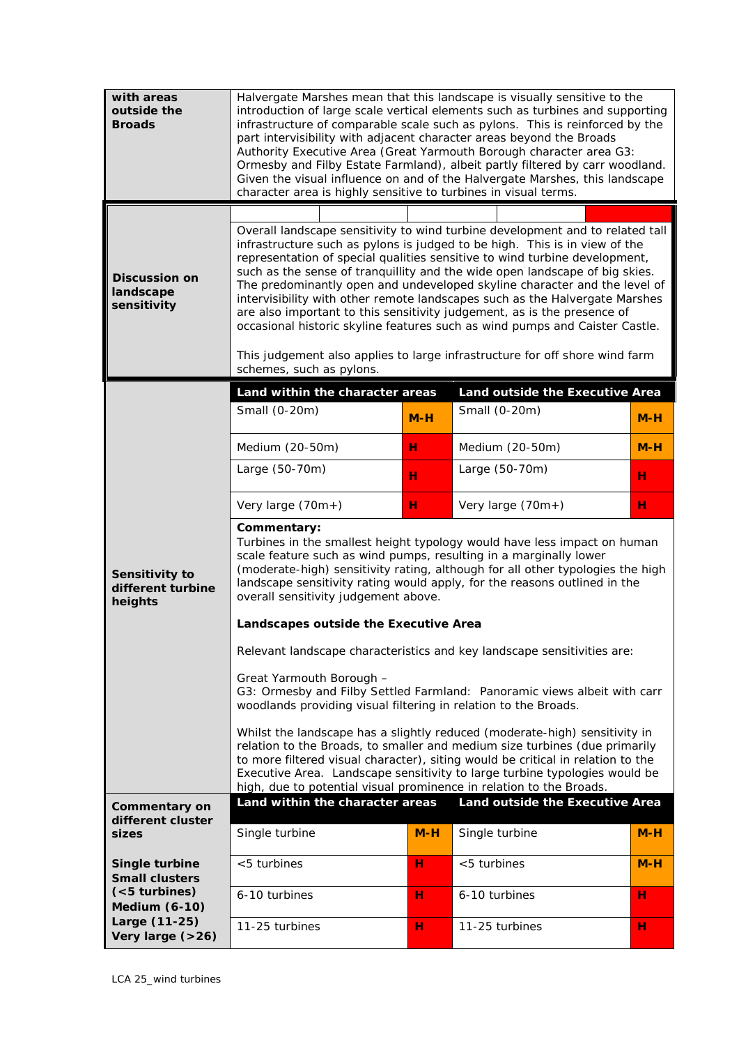| | |
|---|---|
| **with areas outside the Broads** | Halvergate Marshes mean that this landscape is visually sensitive to the introduction of large scale vertical elements such as turbines and supporting infrastructure of comparable scale such as pylons. This is reinforced by the part intervisibility with adjacent character areas beyond the Broads Authority Executive Area (Great Yarmouth Borough character area G3: Ormesby and Filby Estate Farmland), albeit partly filtered by carr woodland. Given the visual influence on and of the Halvergate Marshes, this landscape character area is highly sensitive to turbines in visual terms. |
| **Discussion on landscape sensitivity** | Overall landscape sensitivity to wind turbine development and to related tall infrastructure such as pylons is judged to be high. This is in view of the representation of special qualities sensitive to wind turbine development, such as the sense of tranquillity and the wide open landscape of big skies. The predominantly open and undeveloped skyline character and the level of intervisibility with other remote landscapes such as the Halvergate Marshes are also important to this sensitivity judgement, as is the presence of occasional historic skyline features such as wind pumps and Caister Castle.<br><br>This judgement also applies to large infrastructure for off shore wind farm schemes, such as pylons. |

**Sensitivity to different turbine heights**

| Land within the character areas | | Land outside the Executive Area | |
|---|---|---|---|
| Small (0-20m) | M-H | Small (0-20m) | M-H |
| Medium (20-50m) | H | Medium (20-50m) | M-H |
| Large (50-70m) | H | Large (50-70m) | H |
| Very large (70m+) | H | Very large (70m+) | H |

**Commentary:**
Turbines in the smallest height typology would have less impact on human scale feature such as wind pumps, resulting in a marginally lower (moderate-high) sensitivity rating, although for all other typologies the high landscape sensitivity rating would apply, for the reasons outlined in the overall sensitivity judgement above.

**Landscapes outside the Executive Area**

Relevant landscape characteristics and key landscape sensitivities are:

Great Yarmouth Borough –
G3: Ormesby and Filby Settled Farmland: Panoramic views albeit with carr woodlands providing visual filtering in relation to the Broads.

Whilst the landscape has a slightly reduced (moderate-high) sensitivity in relation to the Broads, to smaller and medium size turbines (due primarily to more filtered visual character), siting would be critical in relation to the Executive Area. Landscape sensitivity to large turbine typologies would be high, due to potential visual prominence in relation to the Broads.

**Commentary on different cluster sizes**

**Single turbine**
**Small clusters (<5 turbines)**
**Medium (6-10)**
**Large (11-25)**
**Very large (>26)**

| Land within the character areas | | Land outside the Executive Area | |
|---|---|---|---|
| Single turbine | M-H | Single turbine | M-H |
| <5 turbines | H | <5 turbines | M-H |
| 6-10 turbines | H | 6-10 turbines | H |
| 11-25 turbines | H | 11-25 turbines | H |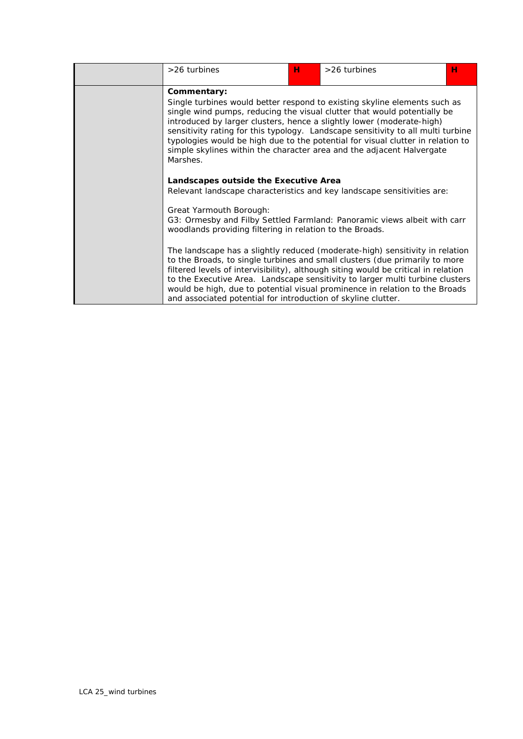| | | | | |
|---|---|---|---|---|
| | >26 turbines | H | >26 turbines | H |
| | **Commentary:**<br>Single turbines would better respond to existing skyline elements such as single wind pumps, reducing the visual clutter that would potentially be introduced by larger clusters, hence a slightly lower (moderate-high) sensitivity rating for this typology. Landscape sensitivity to all multi turbine typologies would be high due to the potential for visual clutter in relation to simple skylines within the character area and the adjacent Halvergate Marshes.<br><br>**Landscapes outside the Executive Area**<br>Relevant landscape characteristics and key landscape sensitivities are:<br><br>Great Yarmouth Borough:<br>G3: Ormesby and Filby Settled Farmland: Panoramic views albeit with carr woodlands providing filtering in relation to the Broads.<br><br>The landscape has a slightly reduced (moderate-high) sensitivity in relation to the Broads, to single turbines and small clusters (due primarily to more filtered levels of intervisibility), although siting would be critical in relation to the Executive Area. Landscape sensitivity to larger multi turbine clusters would be high, due to potential visual prominence in relation to the Broads and associated potential for introduction of skyline clutter. | | | |